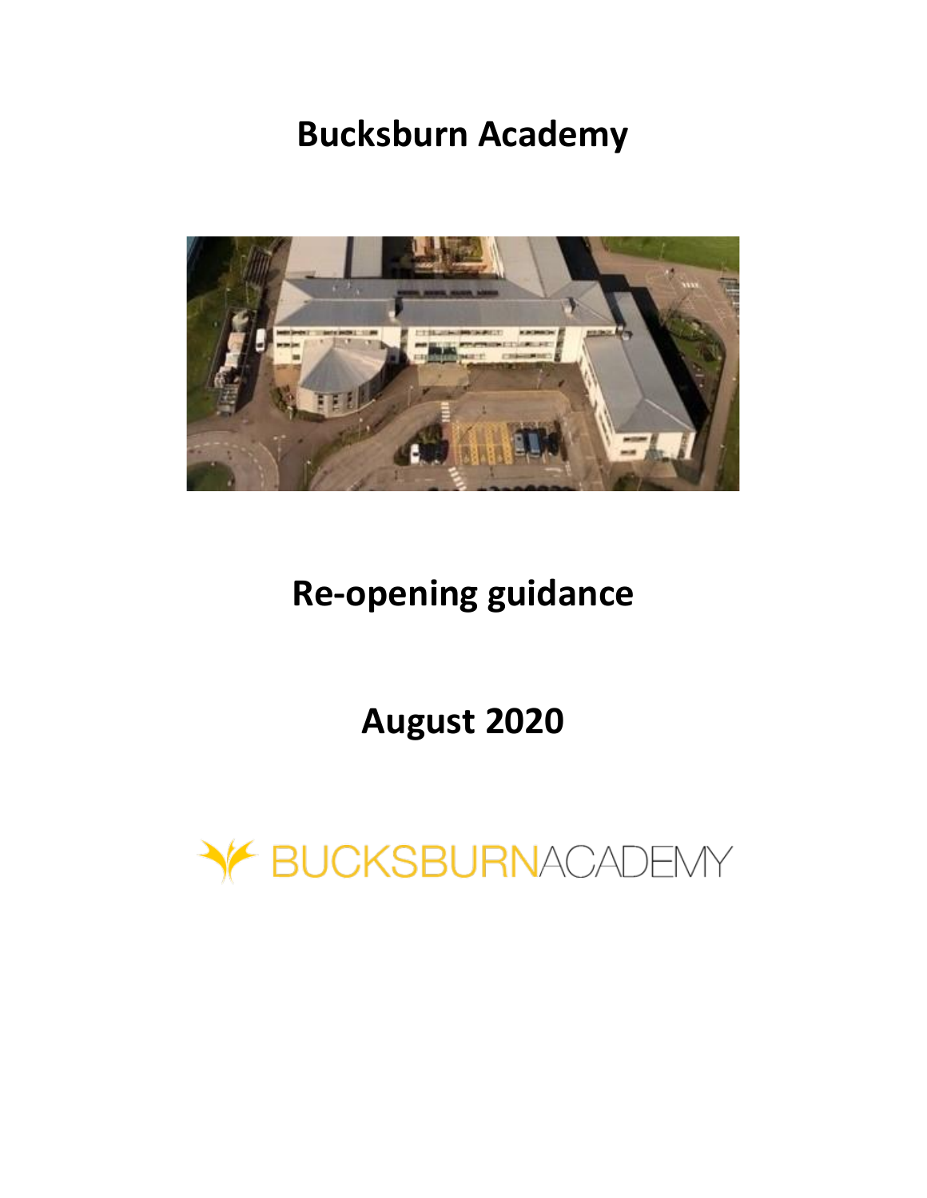# Bucksburn Academy

# Re-opening guidance

# August 2020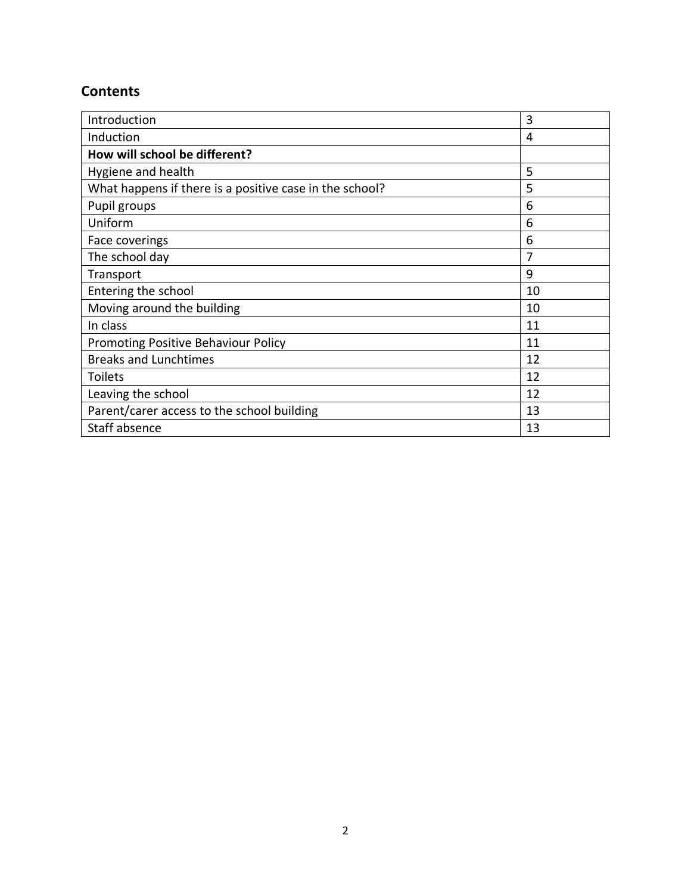## Contents

| | |
|---|---|
| Introduction | 3 |
| Induction | 4 |
| **How will school be different?** | |
| Hygiene and health | 5 |
| What happens if there is a positive case in the school? | 5 |
| Pupil groups | 6 |
| Uniform | 6 |
| Face coverings | 6 |
| The school day | 7 |
| Transport | 9 |
| Entering the school | 10 |
| Moving around the building | 10 |
| In class | 11 |
| Promoting Positive Behaviour Policy | 11 |
| Breaks and Lunchtimes | 12 |
| Toilets | 12 |
| Leaving the school | 12 |
| Parent/carer access to the school building | 13 |
| Staff absence | 13 |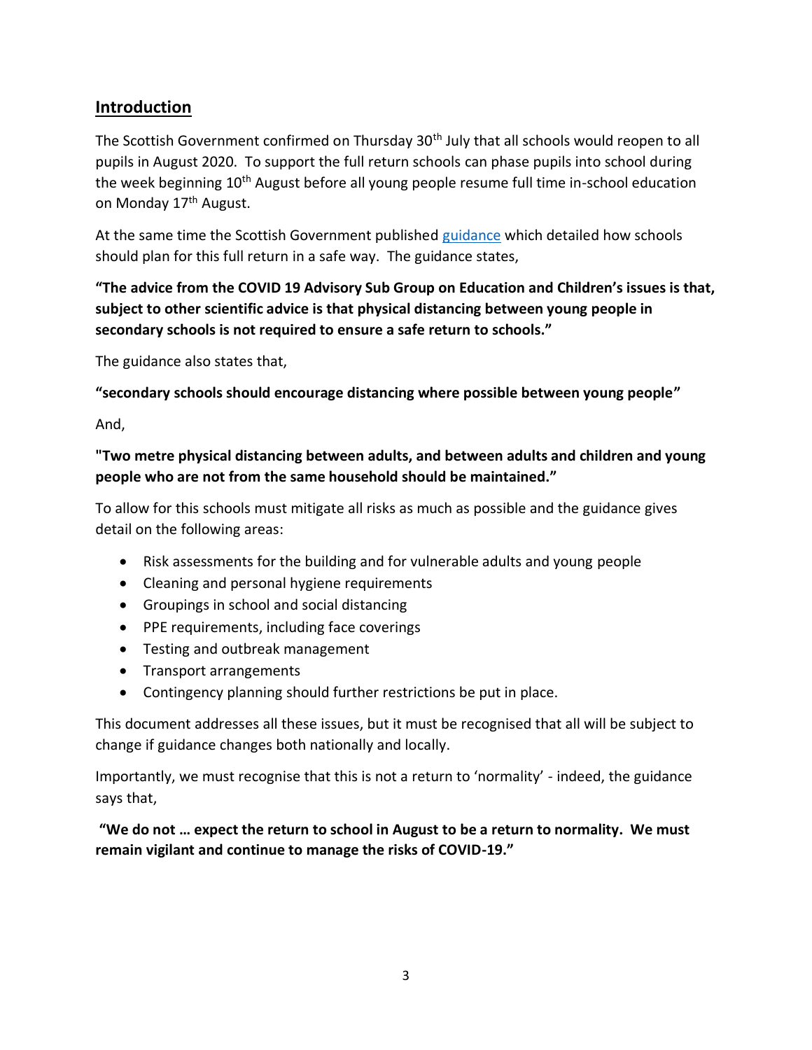## Introduction

The Scottish Government confirmed on Thursday 30th July that all schools would reopen to all pupils in August 2020. To support the full return schools can phase pupils into school during the week beginning 10th August before all young people resume full time in-school education on Monday 17th August.

At the same time the Scottish Government published [guidance](guidance) which detailed how schools should plan for this full return in a safe way. The guidance states,

**"The advice from the COVID 19 Advisory Sub Group on Education and Children's issues is that, subject to other scientific advice is that physical distancing between young people in secondary schools is not required to ensure a safe return to schools."**

The guidance also states that,

**"secondary schools should encourage distancing where possible between young people"**

And,

**"Two metre physical distancing between adults, and between adults and children and young people who are not from the same household should be maintained."**

To allow for this schools must mitigate all risks as much as possible and the guidance gives detail on the following areas:

- Risk assessments for the building and for vulnerable adults and young people
- Cleaning and personal hygiene requirements
- Groupings in school and social distancing
- PPE requirements, including face coverings
- Testing and outbreak management
- Transport arrangements
- Contingency planning should further restrictions be put in place.

This document addresses all these issues, but it must be recognised that all will be subject to change if guidance changes both nationally and locally.

Importantly, we must recognise that this is not a return to 'normality' - indeed, the guidance says that,

**"We do not … expect the return to school in August to be a return to normality. We must remain vigilant and continue to manage the risks of COVID-19."**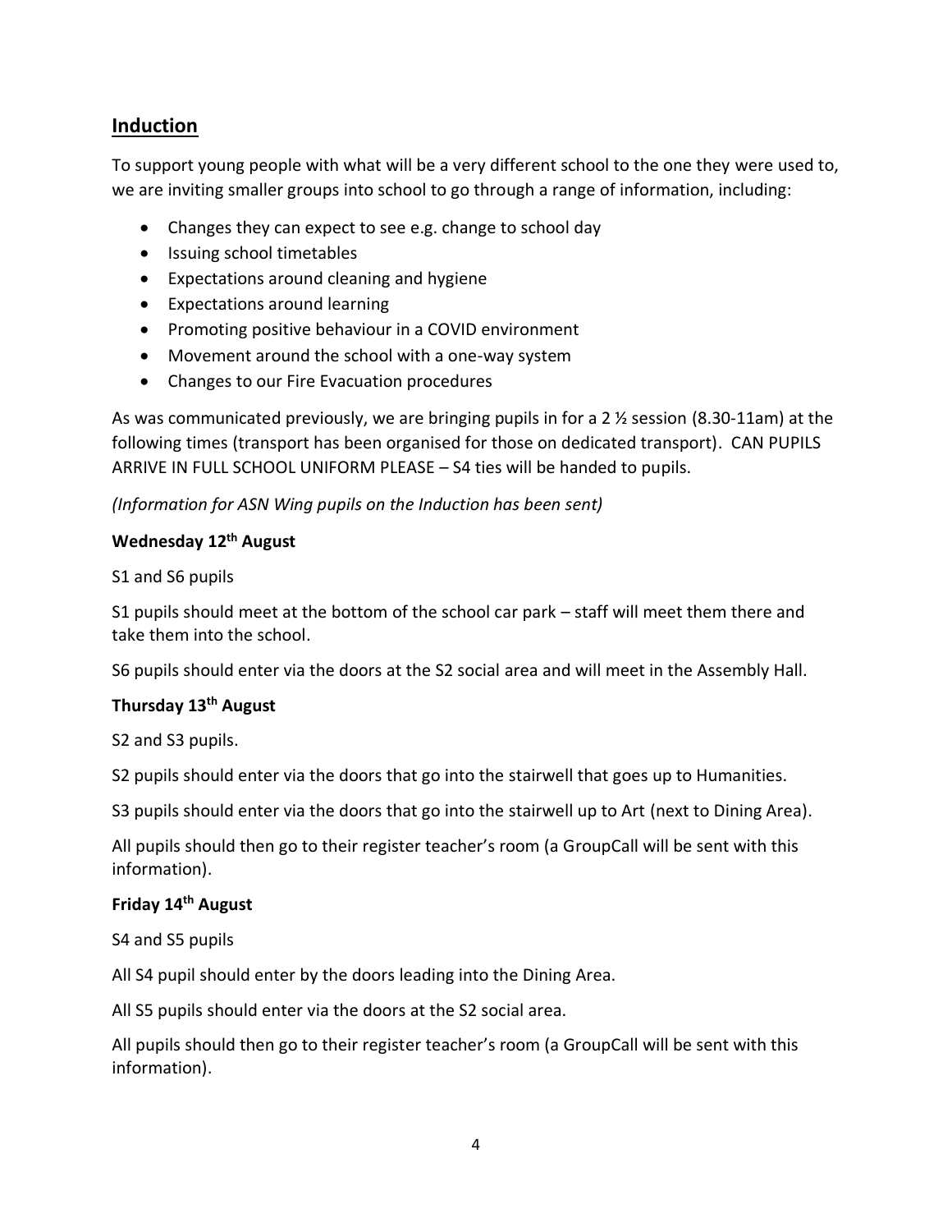## Induction

To support young people with what will be a very different school to the one they were used to, we are inviting smaller groups into school to go through a range of information, including:

- Changes they can expect to see e.g. change to school day
- Issuing school timetables
- Expectations around cleaning and hygiene
- Expectations around learning
- Promoting positive behaviour in a COVID environment
- Movement around the school with a one-way system
- Changes to our Fire Evacuation procedures

As was communicated previously, we are bringing pupils in for a 2 ½ session (8.30-11am) at the following times (transport has been organised for those on dedicated transport). CAN PUPILS ARRIVE IN FULL SCHOOL UNIFORM PLEASE – S4 ties will be handed to pupils.

*(Information for ASN Wing pupils on the Induction has been sent)*

**Wednesday 12th August**

S1 and S6 pupils

S1 pupils should meet at the bottom of the school car park – staff will meet them there and take them into the school.

S6 pupils should enter via the doors at the S2 social area and will meet in the Assembly Hall.

**Thursday 13th August**

S2 and S3 pupils.

S2 pupils should enter via the doors that go into the stairwell that goes up to Humanities.

S3 pupils should enter via the doors that go into the stairwell up to Art (next to Dining Area).

All pupils should then go to their register teacher's room (a GroupCall will be sent with this information).

**Friday 14th August**

S4 and S5 pupils

All S4 pupil should enter by the doors leading into the Dining Area.

All S5 pupils should enter via the doors at the S2 social area.

All pupils should then go to their register teacher's room (a GroupCall will be sent with this information).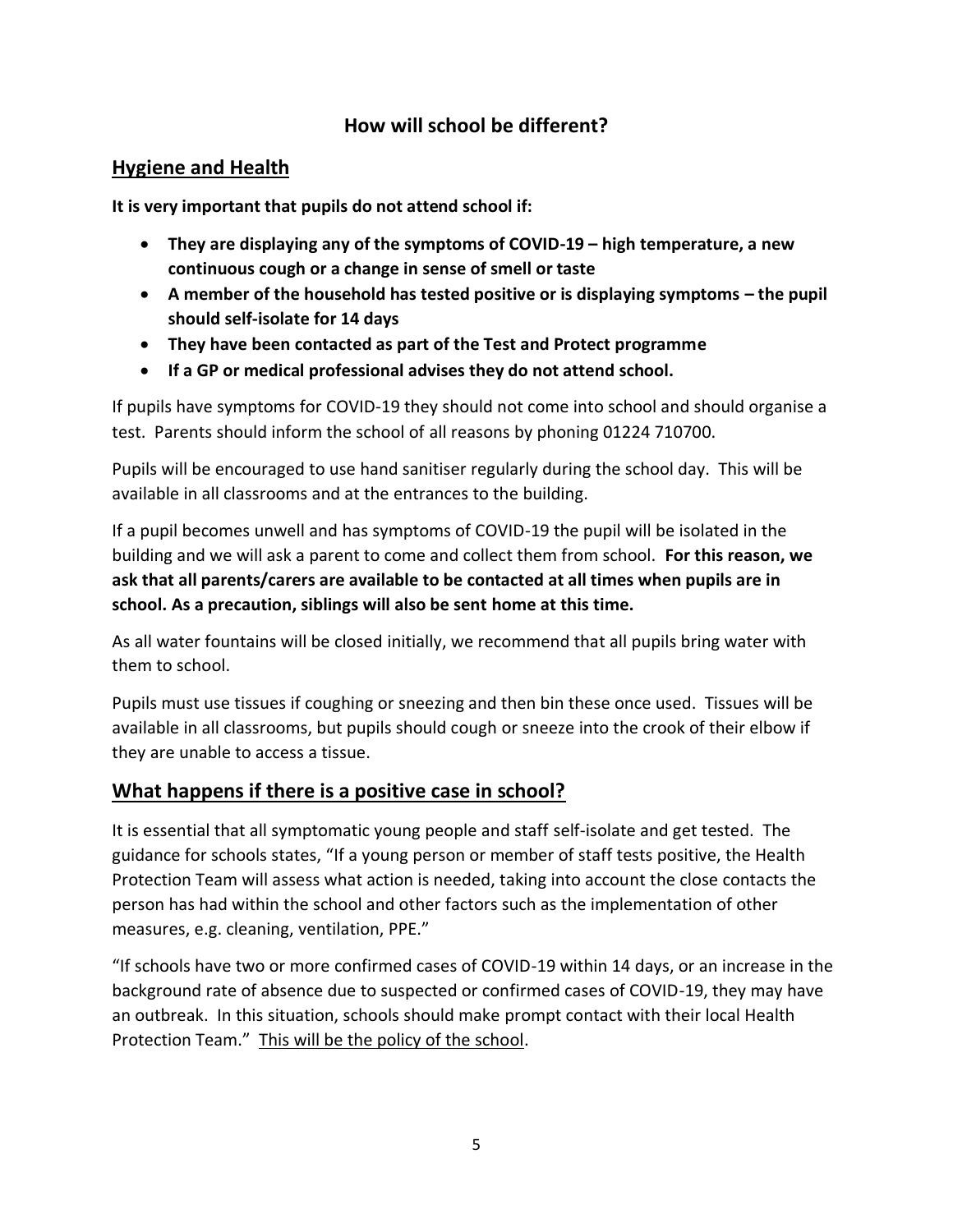## How will school be different?

### Hygiene and Health

**It is very important that pupils do not attend school if:**

- **They are displaying any of the symptoms of COVID-19 – high temperature, a new continuous cough or a change in sense of smell or taste**
- **A member of the household has tested positive or is displaying symptoms – the pupil should self-isolate for 14 days**
- **They have been contacted as part of the Test and Protect programme**
- **If a GP or medical professional advises they do not attend school.**

If pupils have symptoms for COVID-19 they should not come into school and should organise a test. Parents should inform the school of all reasons by phoning 01224 710700.

Pupils will be encouraged to use hand sanitiser regularly during the school day. This will be available in all classrooms and at the entrances to the building.

If a pupil becomes unwell and has symptoms of COVID-19 the pupil will be isolated in the building and we will ask a parent to come and collect them from school. **For this reason, we ask that all parents/carers are available to be contacted at all times when pupils are in school. As a precaution, siblings will also be sent home at this time.**

As all water fountains will be closed initially, we recommend that all pupils bring water with them to school.

Pupils must use tissues if coughing or sneezing and then bin these once used. Tissues will be available in all classrooms, but pupils should cough or sneeze into the crook of their elbow if they are unable to access a tissue.

### What happens if there is a positive case in school?

It is essential that all symptomatic young people and staff self-isolate and get tested. The guidance for schools states, "If a young person or member of staff tests positive, the Health Protection Team will assess what action is needed, taking into account the close contacts the person has had within the school and other factors such as the implementation of other measures, e.g. cleaning, ventilation, PPE."

"If schools have two or more confirmed cases of COVID-19 within 14 days, or an increase in the background rate of absence due to suspected or confirmed cases of COVID-19, they may have an outbreak. In this situation, schools should make prompt contact with their local Health Protection Team." This will be the policy of the school.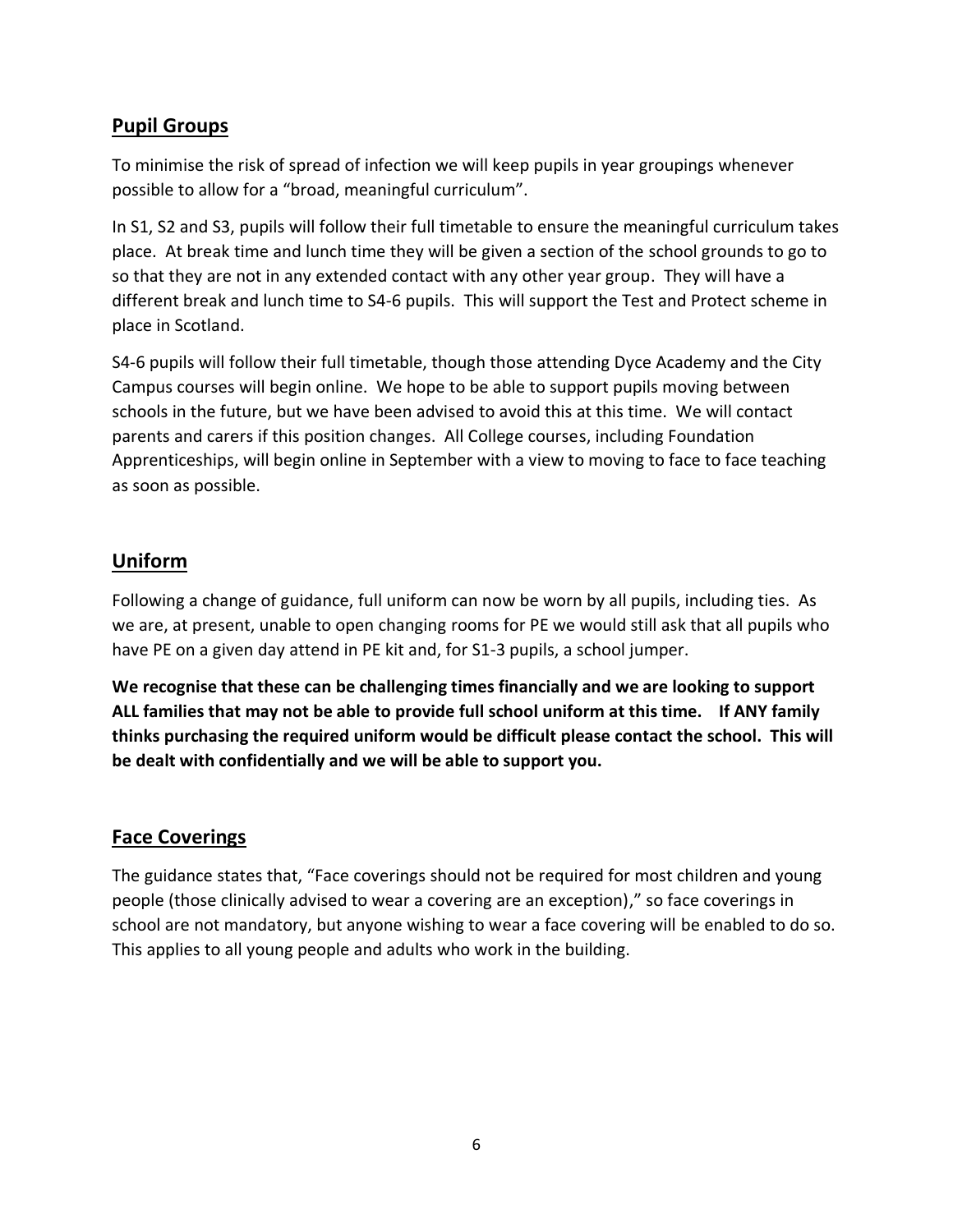## Pupil Groups

To minimise the risk of spread of infection we will keep pupils in year groupings whenever possible to allow for a "broad, meaningful curriculum".

In S1, S2 and S3, pupils will follow their full timetable to ensure the meaningful curriculum takes place. At break time and lunch time they will be given a section of the school grounds to go to so that they are not in any extended contact with any other year group. They will have a different break and lunch time to S4-6 pupils. This will support the Test and Protect scheme in place in Scotland.

S4-6 pupils will follow their full timetable, though those attending Dyce Academy and the City Campus courses will begin online. We hope to be able to support pupils moving between schools in the future, but we have been advised to avoid this at this time. We will contact parents and carers if this position changes. All College courses, including Foundation Apprenticeships, will begin online in September with a view to moving to face to face teaching as soon as possible.

## Uniform

Following a change of guidance, full uniform can now be worn by all pupils, including ties. As we are, at present, unable to open changing rooms for PE we would still ask that all pupils who have PE on a given day attend in PE kit and, for S1-3 pupils, a school jumper.

**We recognise that these can be challenging times financially and we are looking to support ALL families that may not be able to provide full school uniform at this time. If ANY family thinks purchasing the required uniform would be difficult please contact the school. This will be dealt with confidentially and we will be able to support you.**

## Face Coverings

The guidance states that, "Face coverings should not be required for most children and young people (those clinically advised to wear a covering are an exception)," so face coverings in school are not mandatory, but anyone wishing to wear a face covering will be enabled to do so. This applies to all young people and adults who work in the building.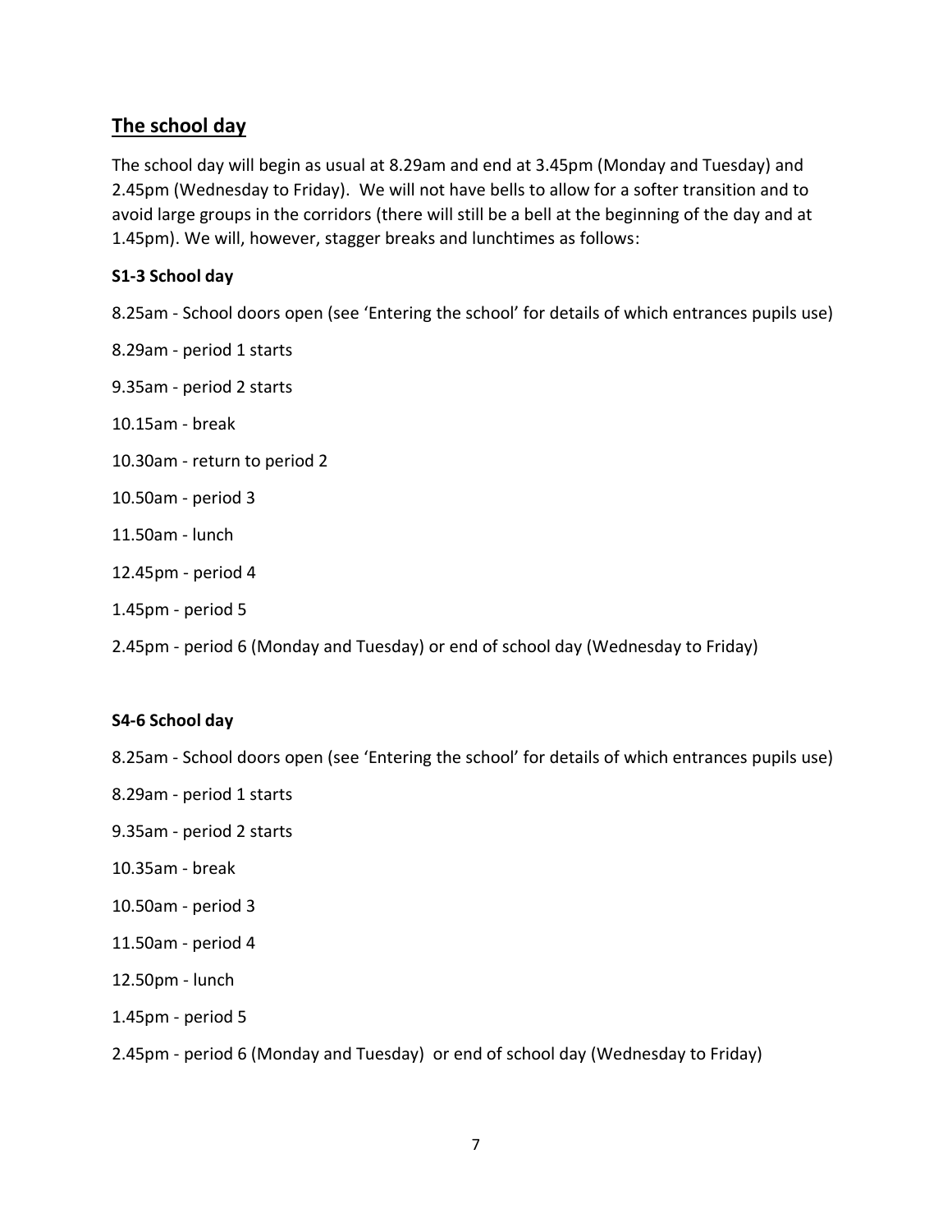## The school day

The school day will begin as usual at 8.29am and end at 3.45pm (Monday and Tuesday) and 2.45pm (Wednesday to Friday). We will not have bells to allow for a softer transition and to avoid large groups in the corridors (there will still be a bell at the beginning of the day and at 1.45pm). We will, however, stagger breaks and lunchtimes as follows:

**S1-3 School day**

8.25am - School doors open (see 'Entering the school' for details of which entrances pupils use)

8.29am - period 1 starts

9.35am - period 2 starts

10.15am - break

10.30am - return to period 2

10.50am - period 3

11.50am - lunch

12.45pm - period 4

1.45pm - period 5

2.45pm - period 6 (Monday and Tuesday) or end of school day (Wednesday to Friday)

**S4-6 School day**

8.25am - School doors open (see 'Entering the school' for details of which entrances pupils use)

8.29am - period 1 starts

9.35am - period 2 starts

10.35am - break

10.50am - period 3

11.50am - period 4

12.50pm - lunch

1.45pm - period 5

2.45pm - period 6 (Monday and Tuesday) or end of school day (Wednesday to Friday)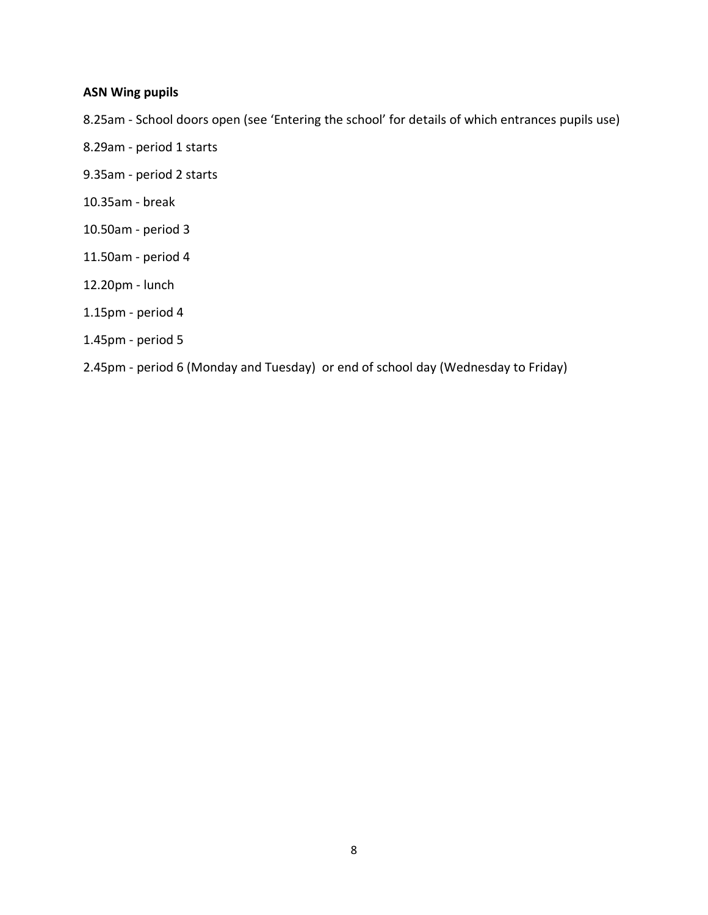**ASN Wing pupils**

8.25am - School doors open (see 'Entering the school' for details of which entrances pupils use)

8.29am - period 1 starts

9.35am - period 2 starts

10.35am - break

10.50am - period 3

11.50am - period 4

12.20pm - lunch

1.15pm - period 4

1.45pm - period 5

2.45pm - period 6 (Monday and Tuesday) or end of school day (Wednesday to Friday)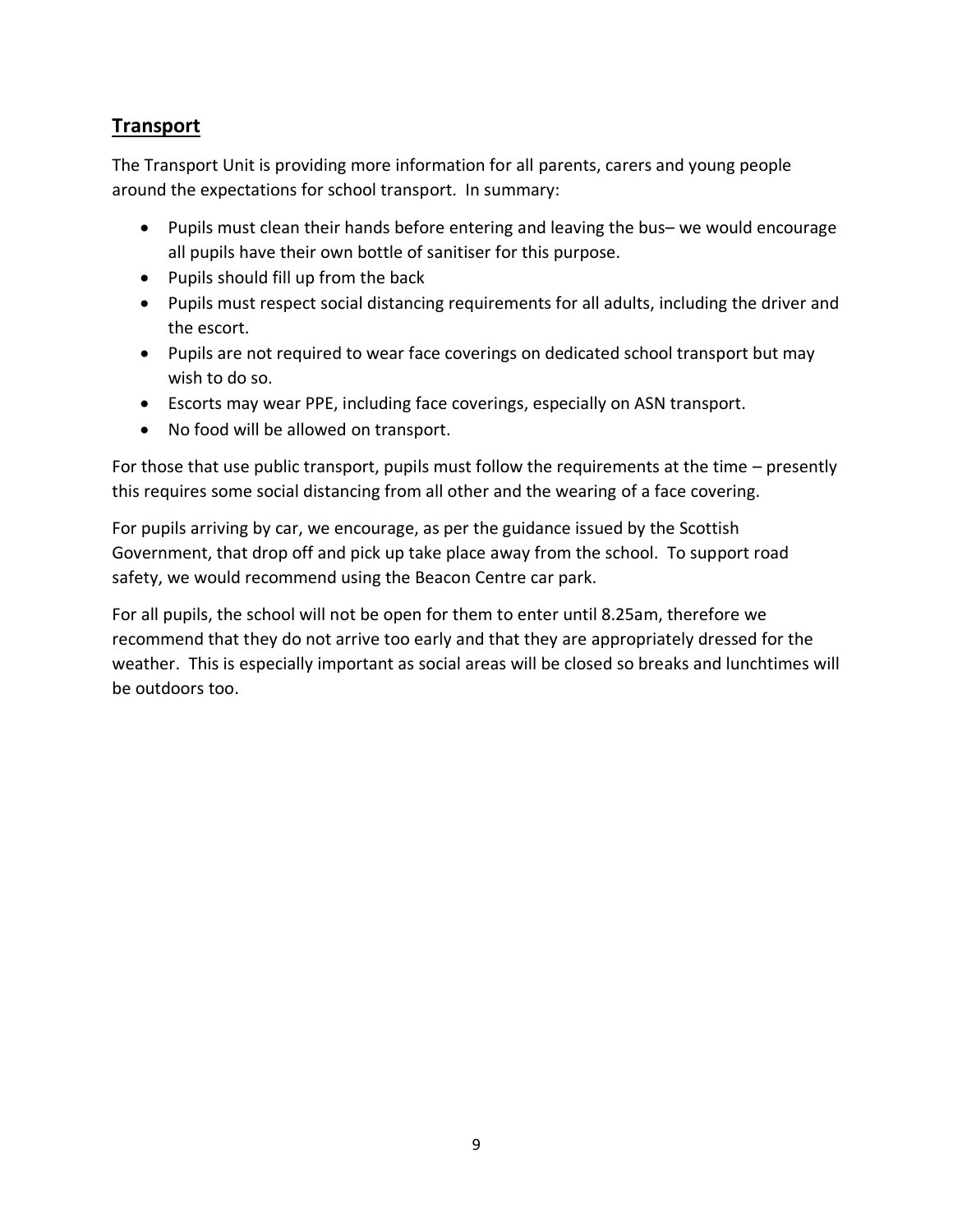## **Transport**

The Transport Unit is providing more information for all parents, carers and young people around the expectations for school transport. In summary:

- Pupils must clean their hands before entering and leaving the bus– we would encourage all pupils have their own bottle of sanitiser for this purpose.
- Pupils should fill up from the back
- Pupils must respect social distancing requirements for all adults, including the driver and the escort.
- Pupils are not required to wear face coverings on dedicated school transport but may wish to do so.
- Escorts may wear PPE, including face coverings, especially on ASN transport.
- No food will be allowed on transport.

For those that use public transport, pupils must follow the requirements at the time – presently this requires some social distancing from all other and the wearing of a face covering.

For pupils arriving by car, we encourage, as per the guidance issued by the Scottish Government, that drop off and pick up take place away from the school. To support road safety, we would recommend using the Beacon Centre car park.

For all pupils, the school will not be open for them to enter until 8.25am, therefore we recommend that they do not arrive too early and that they are appropriately dressed for the weather. This is especially important as social areas will be closed so breaks and lunchtimes will be outdoors too.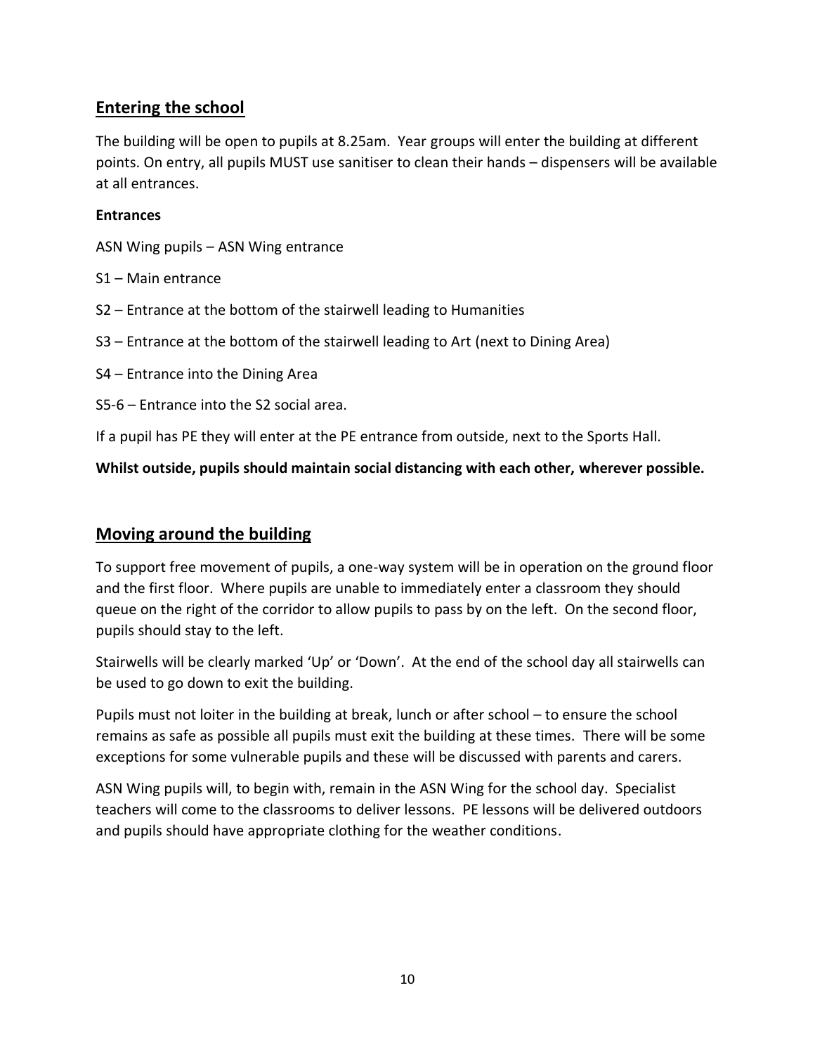## Entering the school

The building will be open to pupils at 8.25am. Year groups will enter the building at different points. On entry, all pupils MUST use sanitiser to clean their hands – dispensers will be available at all entrances.

**Entrances**

ASN Wing pupils – ASN Wing entrance

S1 – Main entrance

S2 – Entrance at the bottom of the stairwell leading to Humanities

S3 – Entrance at the bottom of the stairwell leading to Art (next to Dining Area)

S4 – Entrance into the Dining Area

S5-6 – Entrance into the S2 social area.

If a pupil has PE they will enter at the PE entrance from outside, next to the Sports Hall.

**Whilst outside, pupils should maintain social distancing with each other, wherever possible.**

## Moving around the building

To support free movement of pupils, a one-way system will be in operation on the ground floor and the first floor. Where pupils are unable to immediately enter a classroom they should queue on the right of the corridor to allow pupils to pass by on the left. On the second floor, pupils should stay to the left.

Stairwells will be clearly marked 'Up' or 'Down'. At the end of the school day all stairwells can be used to go down to exit the building.

Pupils must not loiter in the building at break, lunch or after school – to ensure the school remains as safe as possible all pupils must exit the building at these times. There will be some exceptions for some vulnerable pupils and these will be discussed with parents and carers.

ASN Wing pupils will, to begin with, remain in the ASN Wing for the school day. Specialist teachers will come to the classrooms to deliver lessons. PE lessons will be delivered outdoors and pupils should have appropriate clothing for the weather conditions.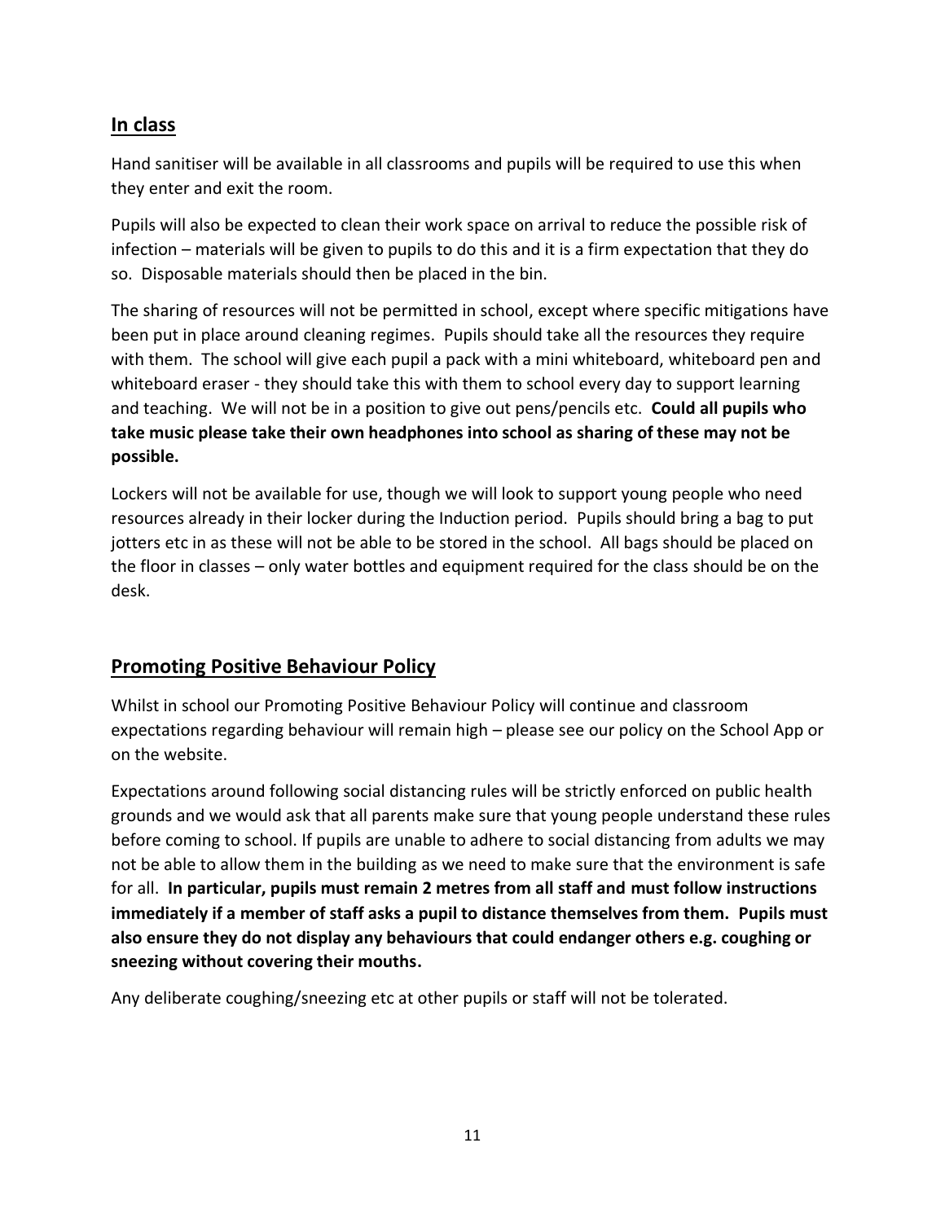## In class

Hand sanitiser will be available in all classrooms and pupils will be required to use this when they enter and exit the room.

Pupils will also be expected to clean their work space on arrival to reduce the possible risk of infection – materials will be given to pupils to do this and it is a firm expectation that they do so. Disposable materials should then be placed in the bin.

The sharing of resources will not be permitted in school, except where specific mitigations have been put in place around cleaning regimes. Pupils should take all the resources they require with them. The school will give each pupil a pack with a mini whiteboard, whiteboard pen and whiteboard eraser - they should take this with them to school every day to support learning and teaching. We will not be in a position to give out pens/pencils etc. **Could all pupils who take music please take their own headphones into school as sharing of these may not be possible.**

Lockers will not be available for use, though we will look to support young people who need resources already in their locker during the Induction period. Pupils should bring a bag to put jotters etc in as these will not be able to be stored in the school. All bags should be placed on the floor in classes – only water bottles and equipment required for the class should be on the desk.

## Promoting Positive Behaviour Policy

Whilst in school our Promoting Positive Behaviour Policy will continue and classroom expectations regarding behaviour will remain high – please see our policy on the School App or on the website.

Expectations around following social distancing rules will be strictly enforced on public health grounds and we would ask that all parents make sure that young people understand these rules before coming to school. If pupils are unable to adhere to social distancing from adults we may not be able to allow them in the building as we need to make sure that the environment is safe for all. **In particular, pupils must remain 2 metres from all staff and must follow instructions immediately if a member of staff asks a pupil to distance themselves from them. Pupils must also ensure they do not display any behaviours that could endanger others e.g. coughing or sneezing without covering their mouths.**

Any deliberate coughing/sneezing etc at other pupils or staff will not be tolerated.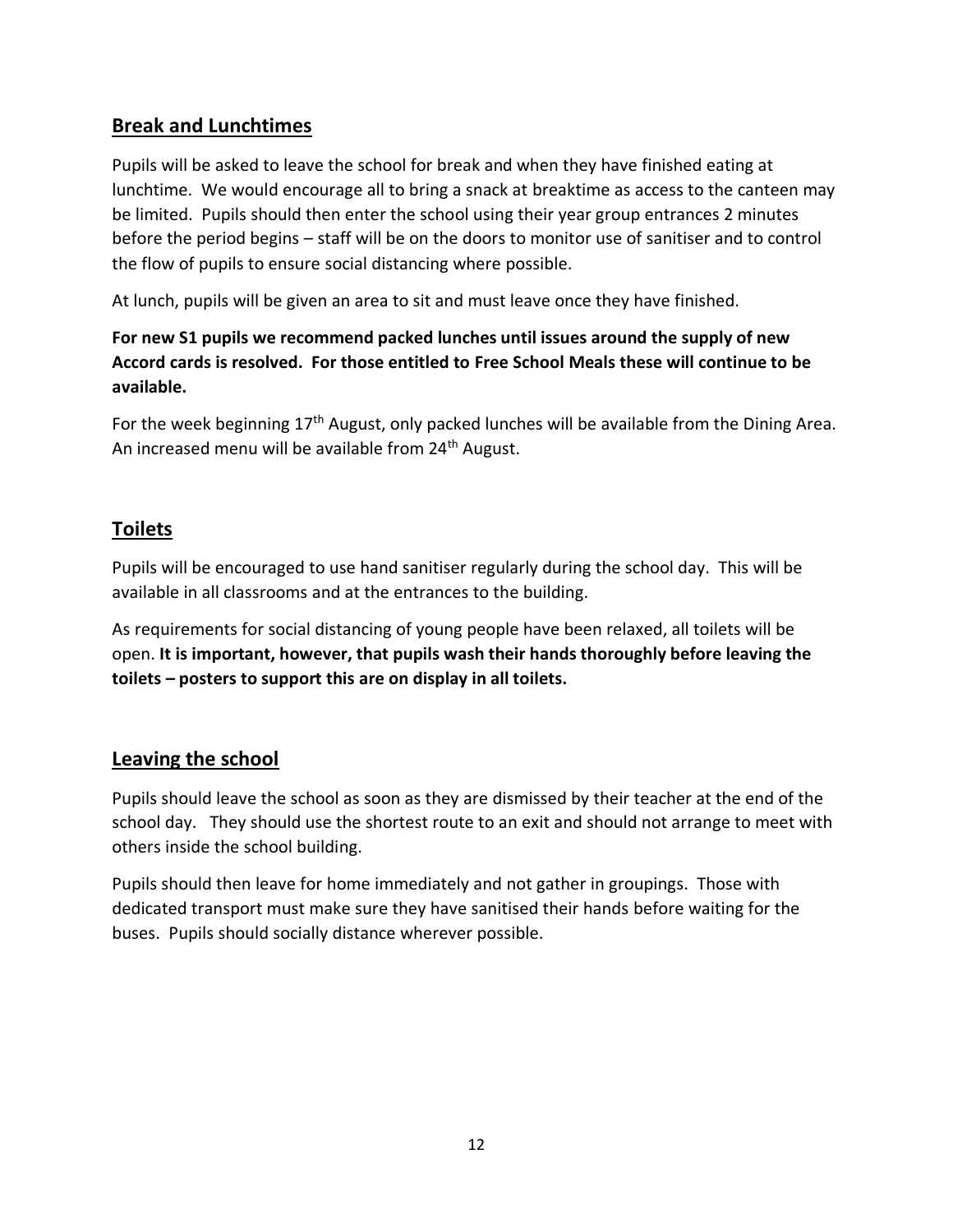## Break and Lunchtimes

Pupils will be asked to leave the school for break and when they have finished eating at lunchtime. We would encourage all to bring a snack at breaktime as access to the canteen may be limited. Pupils should then enter the school using their year group entrances 2 minutes before the period begins – staff will be on the doors to monitor use of sanitiser and to control the flow of pupils to ensure social distancing where possible.

At lunch, pupils will be given an area to sit and must leave once they have finished.

**For new S1 pupils we recommend packed lunches until issues around the supply of new Accord cards is resolved. For those entitled to Free School Meals these will continue to be available.**

For the week beginning 17th August, only packed lunches will be available from the Dining Area. An increased menu will be available from 24th August.

## Toilets

Pupils will be encouraged to use hand sanitiser regularly during the school day. This will be available in all classrooms and at the entrances to the building.

As requirements for social distancing of young people have been relaxed, all toilets will be open. **It is important, however, that pupils wash their hands thoroughly before leaving the toilets – posters to support this are on display in all toilets.**

## Leaving the school

Pupils should leave the school as soon as they are dismissed by their teacher at the end of the school day. They should use the shortest route to an exit and should not arrange to meet with others inside the school building.

Pupils should then leave for home immediately and not gather in groupings. Those with dedicated transport must make sure they have sanitised their hands before waiting for the buses. Pupils should socially distance wherever possible.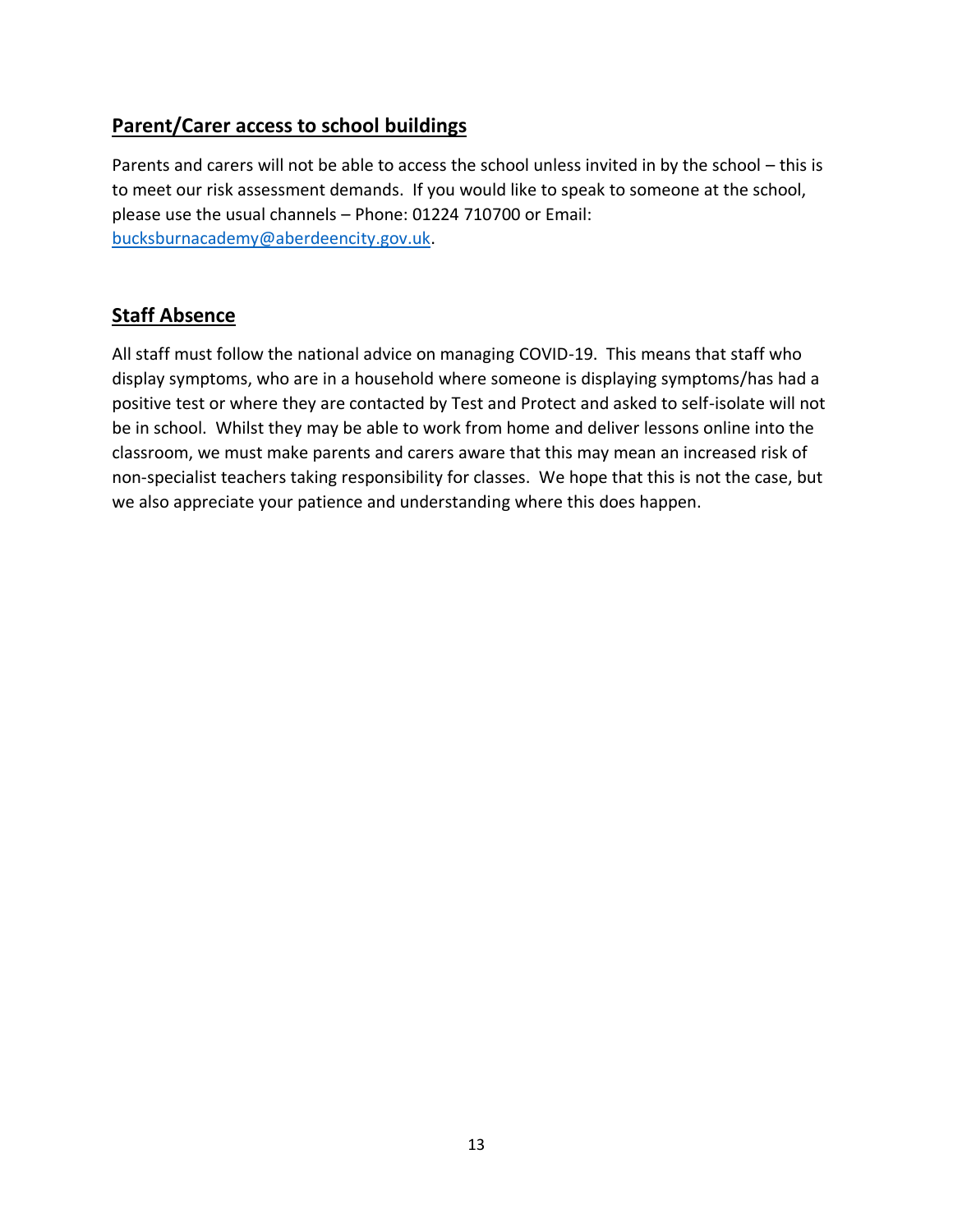## Parent/Carer access to school buildings

Parents and carers will not be able to access the school unless invited in by the school – this is to meet our risk assessment demands. If you would like to speak to someone at the school, please use the usual channels – Phone: 01224 710700 or Email: bucksburnacademy@aberdeencity.gov.uk.

## Staff Absence

All staff must follow the national advice on managing COVID-19. This means that staff who display symptoms, who are in a household where someone is displaying symptoms/has had a positive test or where they are contacted by Test and Protect and asked to self-isolate will not be in school. Whilst they may be able to work from home and deliver lessons online into the classroom, we must make parents and carers aware that this may mean an increased risk of non-specialist teachers taking responsibility for classes. We hope that this is not the case, but we also appreciate your patience and understanding where this does happen.